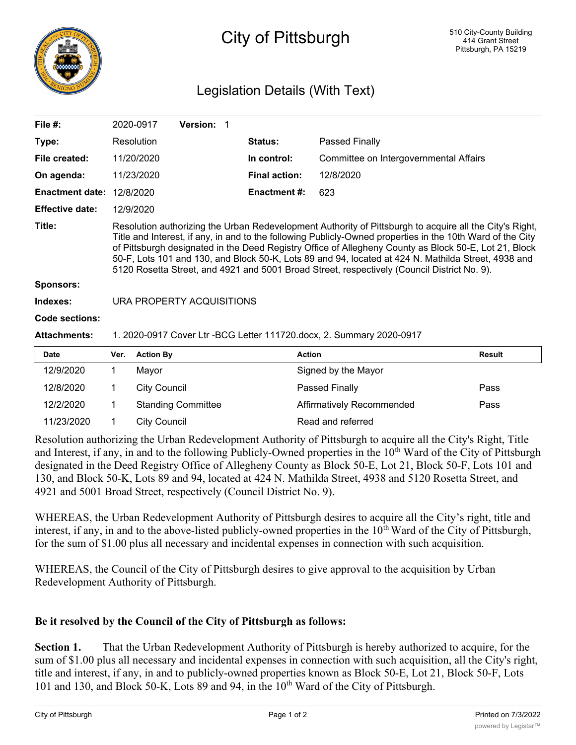# City of Pittsburgh

510 City-County Building
414 Grant Street
Pittsburgh, PA 15219

## Legislation Details (With Text)

| | | | |
|---|---|---|---|
| **File #:** | 2020-0917 **Version:** 1 | | |
| **Type:** | Resolution | **Status:** | Passed Finally |
| **File created:** | 11/20/2020 | **In control:** | Committee on Intergovernmental Affairs |
| **On agenda:** | 11/23/2020 | **Final action:** | 12/8/2020 |
| **Enactment date:** | 12/8/2020 | **Enactment #:** | 623 |
| **Effective date:** | 12/9/2020 | | |

**Title:** Resolution authorizing the Urban Redevelopment Authority of Pittsburgh to acquire all the City's Right, Title and Interest, if any, in and to the following Publicly-Owned properties in the 10th Ward of the City of Pittsburgh designated in the Deed Registry Office of Allegheny County as Block 50-E, Lot 21, Block 50-F, Lots 101 and 130, and Block 50-K, Lots 89 and 94, located at 424 N. Mathilda Street, 4938 and 5120 Rosetta Street, and 4921 and 5001 Broad Street, respectively (Council District No. 9).

**Sponsors:**

**Indexes:** URA PROPERTY ACQUISITIONS

**Code sections:**

**Attachments:** 1. 2020-0917 Cover Ltr -BCG Letter 111720.docx, 2. Summary 2020-0917

| Date | Ver. | Action By | Action | Result |
|---|---|---|---|---|
| 12/9/2020 | 1 | Mayor | Signed by the Mayor | |
| 12/8/2020 | 1 | City Council | Passed Finally | Pass |
| 12/2/2020 | 1 | Standing Committee | Affirmatively Recommended | Pass |
| 11/23/2020 | 1 | City Council | Read and referred | |

Resolution authorizing the Urban Redevelopment Authority of Pittsburgh to acquire all the City's Right, Title and Interest, if any, in and to the following Publicly-Owned properties in the 10th Ward of the City of Pittsburgh designated in the Deed Registry Office of Allegheny County as Block 50-E, Lot 21, Block 50-F, Lots 101 and 130, and Block 50-K, Lots 89 and 94, located at 424 N. Mathilda Street, 4938 and 5120 Rosetta Street, and 4921 and 5001 Broad Street, respectively (Council District No. 9).

WHEREAS, the Urban Redevelopment Authority of Pittsburgh desires to acquire all the City's right, title and interest, if any, in and to the above-listed publicly-owned properties in the 10th Ward of the City of Pittsburgh, for the sum of $1.00 plus all necessary and incidental expenses in connection with such acquisition.

WHEREAS, the Council of the City of Pittsburgh desires to give approval to the acquisition by Urban Redevelopment Authority of Pittsburgh.

**Be it resolved by the Council of the City of Pittsburgh as follows:**

**Section 1.** That the Urban Redevelopment Authority of Pittsburgh is hereby authorized to acquire, for the sum of $1.00 plus all necessary and incidental expenses in connection with such acquisition, all the City's right, title and interest, if any, in and to publicly-owned properties known as Block 50-E, Lot 21, Block 50-F, Lots 101 and 130, and Block 50-K, Lots 89 and 94, in the 10th Ward of the City of Pittsburgh.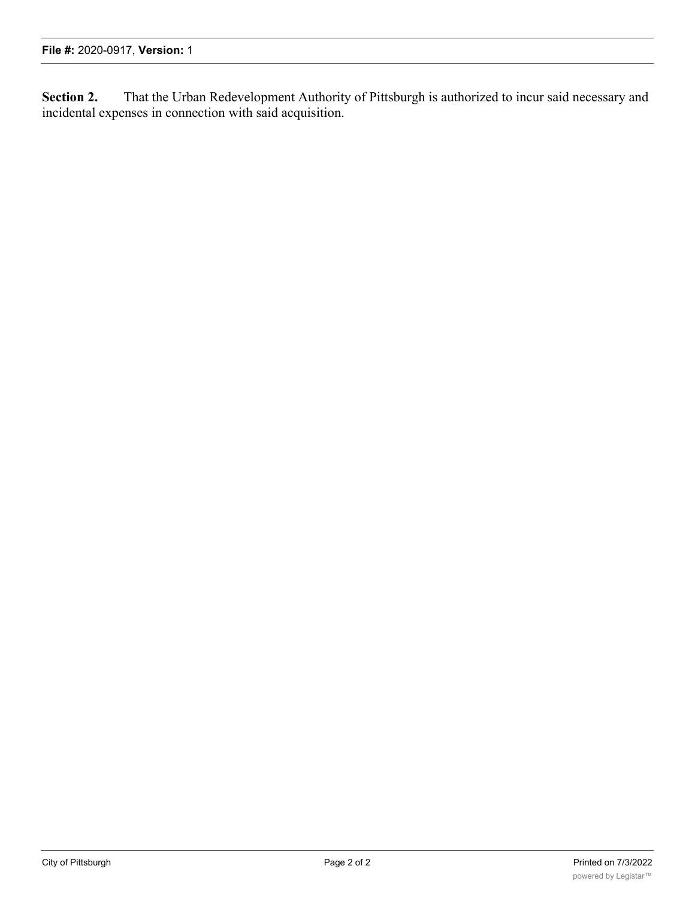**Section 2.** That the Urban Redevelopment Authority of Pittsburgh is authorized to incur said necessary and incidental expenses in connection with said acquisition.